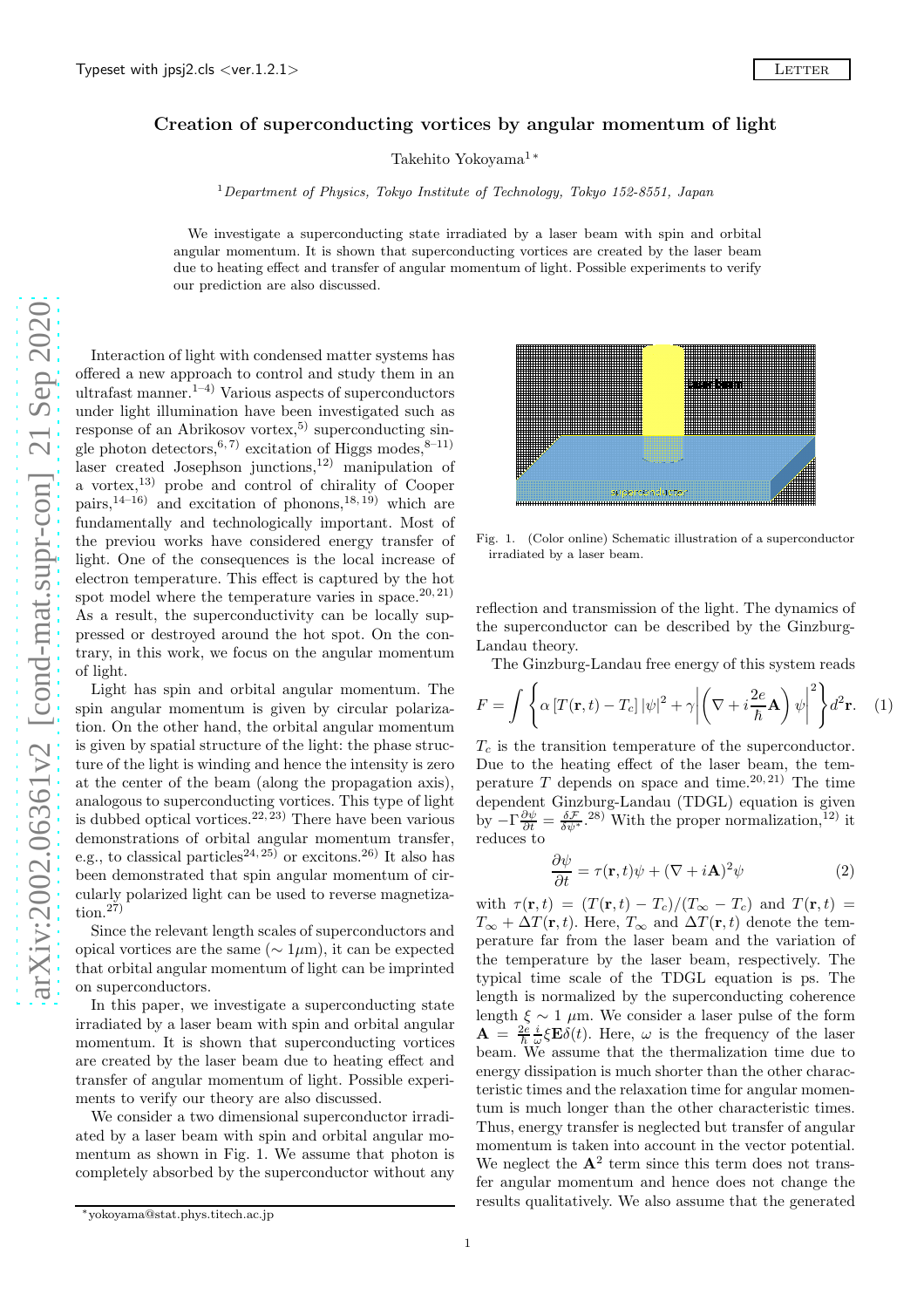# Creation of superconducting vortices by angular momentum of light

Takehito Yokoyama[1]*

[1] *Department of Physics, Tokyo Institute of Technology, Tokyo 152-8551, Japan*

We investigate a superconducting state irradiated by a laser beam with spin and orbital angular momentum. It is shown that superconducting vortices are created by the laser beam due to heating effect and transfer of angular momentum of light. Possible experiments to verify our prediction are also discussed.

Interaction of light with condensed matter systems has offered a new approach to control and study them in an ultrafast manner.[1–4] Various aspects of superconductors under light illumination have been investigated such as response of an Abrikosov vortex,[5] superconducting single photon detectors,[6,7] excitation of Higgs modes,[8–11] laser created Josephson junctions,[12] manipulation of a vortex,[13] probe and control of chirality of Cooper pairs,[14–16] and excitation of phonons,[18,19] which are fundamentally and technologically important. Most of the previous works have considered energy transfer of light. One of the consequences is the local increase of electron temperature. This effect is captured by the hot spot model where the temperature varies in space.[20,21] As a result, the superconductivity can be locally suppressed or destroyed around the hot spot. On the contrary, in this work, we focus on the angular momentum of light.

Light has spin and orbital angular momentum. The spin angular momentum is given by circular polarization. On the other hand, the orbital angular momentum is given by spatial structure of the light: the phase structure of the light is winding and hence the intensity is zero at the center of the beam (along the propagation axis), analogous to superconducting vortices. This type of light is dubbed optical vortices.[22,23] There have been various demonstrations of orbital angular momentum transfer, e.g., to classical particles[24,25] or excitons.[26] It also has been demonstrated that spin angular momentum of circularly polarized light can be used to reverse magnetization.[27]

Since the relevant length scales of superconductors and opical vortices are the same ($\sim 1\mu$m), it can be expected that orbital angular momentum of light can be imprinted on superconductors.

In this paper, we investigate a superconducting state irradiated by a laser beam with spin and orbital angular momentum. It is shown that superconducting vortices are created by the laser beam due to heating effect and transfer of angular momentum of light. Possible experiments to verify our theory are also discussed.

We consider a two dimensional superconductor irradiated by a laser beam with spin and orbital angular momentum as shown in Fig. 1. We assume that photon is completely absorbed by the superconductor without any reflection and transmission of the light. The dynamics of the superconductor can be described by the Ginzburg-Landau theory.

Fig. 1. (Color online) Schematic illustration of a superconductor irradiated by a laser beam.

The Ginzburg-Landau free energy of this system reads

$$F = \int \left\{ \alpha \left[ T(\mathbf{r},t) - T_c \right] |\psi|^2 + \gamma \left| \left( \nabla + i\frac{2e}{\hbar}\mathbf{A} \right) \psi \right|^2 \right\} d^2\mathbf{r}. \quad (1)$$

$T_c$ is the transition temperature of the superconductor. Due to the heating effect of the laser beam, the temperature $T$ depends on space and time.[20,21] The time dependent Ginzburg-Landau (TDGL) equation is given by $-\Gamma\frac{\partial \psi}{\partial t} = \frac{\delta \mathcal{F}}{\delta \psi^*}$.[28] With the proper normalization,[12] it reduces to

$$\frac{\partial \psi}{\partial t} = \tau(\mathbf{r},t)\psi + (\nabla + i\mathbf{A})^2 \psi \quad (2)$$

with $\tau(\mathbf{r},t) = (T(\mathbf{r},t) - T_c)/(T_\infty - T_c)$ and $T(\mathbf{r},t) = T_\infty + \Delta T(\mathbf{r},t)$. Here, $T_\infty$ and $\Delta T(\mathbf{r},t)$ denote the temperature far from the laser beam and the variation of the temperature by the laser beam, respectively. The typical time scale of the TDGL equation is ps. The length is normalized by the superconducting coherence length $\xi \sim 1$ $\mu$m. We consider a laser pulse of the form $\mathbf{A} = \frac{2e}{\hbar}\frac{i}{\omega}\xi\mathbf{E}\delta(t)$. Here, $\omega$ is the frequency of the laser beam. We assume that the thermalization time due to energy dissipation is much shorter than the other characteristic times and the relaxation time for angular momentum is much longer than the other characteristic times. Thus, energy transfer is neglected but transfer of angular momentum is taken into account in the vector potential. We neglect the $\mathbf{A}^2$ term since this term does not transfer angular momentum and hence does not change the results qualitatively. We also assume that the generated

*yokoyama@stat.phys.titech.ac.jp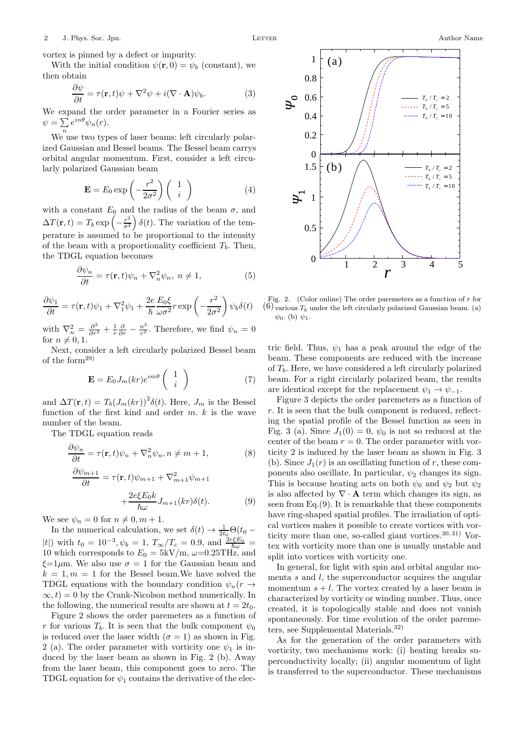vortex is pinned by a defect or impurity.

With the initial condition $\psi(\mathbf{r},0) = \psi_b$ (constant), we then obtain

$$\frac{\partial \psi}{\partial t} = \tau(\mathbf{r},t)\psi + \nabla^2\psi + i(\nabla\cdot\mathbf{A})\psi_b. \tag{3}$$

We expand the order parameter in a Fourier series as $\psi = \sum_n e^{in\theta}\psi_n(r)$.

We use two types of laser beams: left circularly polarized Gaussian and Bessel beams. The Bessel beam carrys orbital angular momentum. First, consider a left circularly polarized Gaussian beam

$$\mathbf{E} = E_0 \exp\left(-\frac{r^2}{2\sigma^2}\right)\left(\begin{array}{c} 1 \\ i \end{array}\right) \tag{4}$$

with a constant $E_0$ and the radius of the beam $\sigma$, and $\Delta T(\mathbf{r},t) = T_b \exp\left(-\frac{r^2}{\sigma^2}\right)\delta(t)$. The variation of the temperature is assumed to be proportional to the intensity of the beam with a proportionality coefficient $T_b$. Then, the TDGL equation becomes

$$\frac{\partial \psi_n}{\partial t} = \tau(\mathbf{r},t)\psi_n + \nabla_n^2\psi_n,\ n \neq 1, \tag{5}$$

$$\frac{\partial \psi_1}{\partial t} = \tau(\mathbf{r},t)\psi_1 + \nabla_1^2\psi_1 + \frac{2e}{\hbar}\frac{E_0\xi}{\omega\sigma^2} r \exp\left(-\frac{r^2}{2\sigma^2}\right)\psi_b\delta(t) \tag{6}$$

with $\nabla_n^2 = \frac{\partial^2}{\partial r^2} + \frac{1}{r}\frac{\partial}{\partial r} - \frac{n^2}{r^2}$. Therefore, we find $\psi_n = 0$ for $n \neq 0, 1$.

Next, consider a left circularly polarized Bessel beam of the form[29]

$$\mathbf{E} = E_0 J_m(kr) e^{im\theta}\left(\begin{array}{c} 1 \\ i \end{array}\right) \tag{7}$$

and $\Delta T(\mathbf{r},t) = T_b(J_m(kr))^2\delta(t)$. Here, $J_m$ is the Bessel function of the first kind and order $m$. $k$ is the wave number of the beam.

The TDGL equation reads

$$\frac{\partial \psi_n}{\partial t} = \tau(\mathbf{r},t)\psi_n + \nabla_n^2\psi_n, n \neq m+1, \tag{8}$$

$$\frac{\partial \psi_{m+1}}{\partial t} = \tau(\mathbf{r},t)\psi_{m+1} + \nabla_{m+1}^2\psi_{m+1} + \frac{2e\xi E_0 k}{\hbar\omega} J_{m+1}(kr)\delta(t). \tag{9}$$

We see $\psi_n = 0$ for $n \neq 0, m+1$.

In the numerical calculation, we set $\delta(t) \to \frac{1}{2t_0}\Theta(t_0 - |t|)$ with $t_0 = 10^{-3}, \psi_b = 1$, $T_\infty/T_c = 0.9$, and $\frac{2e\xi E_0}{\hbar\omega} = 10$ which corresponds to $E_0 = 5$kV/m, $\omega$=0.25THz, and $\xi$=1$\mu$m. We also use $\sigma = 1$ for the Gaussian beam and $k = 1, m = 1$ for the Bessel beam.We have solved the TDGL equations with the boundary condition $\psi_n(r \to \infty, t) = 0$ by the Crank-Nicolson method numerically. In the following, the numerical results are shown at $t = 2t_0$.

Figure 2 shows the order paremeters as a function of $r$ for various $T_b$. It is seen that the bulk component $\psi_0$ is reduced over the laser width ($\sigma = 1$) as shown in Fig. 2 (a). The order parameter with vorticity one $\psi_1$ is induced by the laser beam as shown in Fig. 2 (b). Away from the laser beam, this component goes to zero. The TDGL equation for $\psi_1$ contains the derivative of the electric field. Thus, $\psi_1$ has a peak around the edge of the beam. These components are reduced with the increase of $T_b$. Here, we have considered a left circularly polarized beam. For a right circularly polarized beam, the results are identical except for the replacement $\psi_1 \to \psi_{-1}$.

Fig. 2. (Color online) The order paremeters as a function of $r$ for various $T_b$ under the left circularly polarized Gaussian beam. (a) $\psi_0$. (b) $\psi_1$.

Figure 3 depicts the order paremeters as a function of $r$. It is seen that the bulk component is reduced, reflecting the spatial profile of the Bessel function as seen in Fig. 3 (a). Since $J_1(0) = 0$, $\psi_0$ is not so reduced at the center of the beam $r = 0$. The order parameter with vorticity 2 is induced by the laser beam as shown in Fig. 3 (b). Since $J_1(r)$ is an oscillating function of $r$, these components also oscillate. In particular, $\psi_2$ changes its sign. This is because heating acts on both $\psi_0$ and $\psi_2$ but $\psi_2$ is also affected by $\nabla\cdot\mathbf{A}$ term which changes its sign, as seen from Eq.(9). It is remarkable that these components have ring-shaped spatial profiles. The irradiation of optical vortices makes it possible to create vortices with vorticity more than one, so-called giant vortices.[30,31] Vortex with vorticity more than one is usually unstable and split into vortices with vorticity one.

In general, for light with spin and orbital angular momenta $s$ and $l$, the superconductor acquires the angular momentum $s + l$. The vortex created by a laser beam is characterized by vorticity or winding number. Thus, once created, it is topologically stable and does not vanish spontaneously. For time evolution of the order paremeters, see Supplemental Materials.[32]

As for the generation of the order parameters with vorticity, two mechanisms work: (i) heating breaks superconductivity locally; (ii) angular momentum of light is transferred to the superconductor. These mechanisms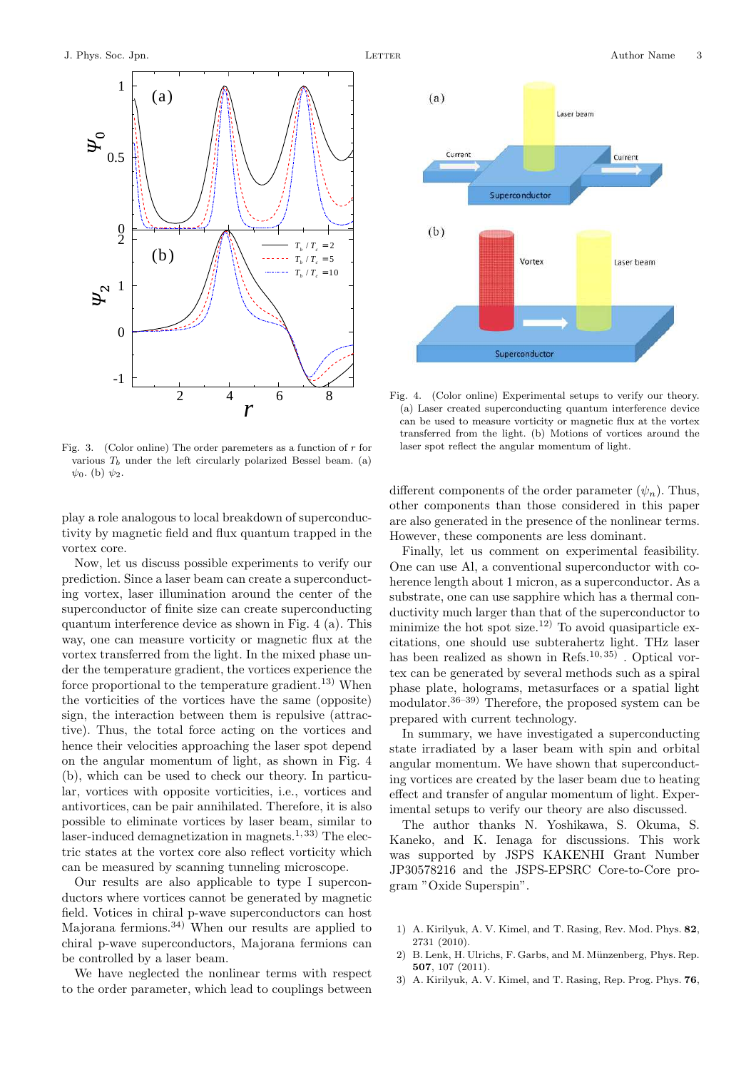Fig. 3. (Color online) The order paremeters as a function of $r$ for various $T_b$ under the left circularly polarized Bessel beam. (a) $\psi_0$. (b) $\psi_2$.

Fig. 4. (Color online) Experimental setups to verify our theory. (a) Laser created superconducting quantum interference device can be used to measure vorticity or magnetic flux at the vortex transferred from the light. (b) Motions of vortices around the laser spot reflect the angular momentum of light.

play a role analogous to local breakdown of superconductivity by magnetic field and flux quantum trapped in the vortex core.

Now, let us discuss possible experiments to verify our prediction. Since a laser beam can create a superconducting vortex, laser illumination around the center of the superconductor of finite size can create superconducting quantum interference device as shown in Fig. 4 (a). This way, one can measure vorticity or magnetic flux at the vortex transferred from the light. In the mixed phase under the temperature gradient, the vortices experience the force proportional to the temperature gradient.[13] When the vorticities of the vortices have the same (opposite) sign, the interaction between them is repulsive (attractive). Thus, the total force acting on the vortices and hence their velocities approaching the laser spot depend on the angular momentum of light, as shown in Fig. 4 (b), which can be used to check our theory. In particular, vortices with opposite vorticities, i.e., vortices and antivortices, can be pair annihilated. Therefore, it is also possible to eliminate vortices by laser beam, similar to laser-induced demagnetization in magnets.[1,33] The electric states at the vortex core also reflect vorticity which can be measured by scanning tunneling microscope.

Our results are also applicable to type I superconductors where vortices cannot be generated by magnetic field. Voices in chiral p-wave superconductors can host Majorana fermions.[34] When our results are applied to chiral p-wave superconductors, Majorana fermions can be controlled by a laser beam.

We have neglected the nonlinear terms with respect to the order parameter, which lead to couplings between different components of the order parameter ($\psi_n$). Thus, other components than those considered in this paper are also generated in the presence of the nonlinear terms. However, these components are less dominant.

Finally, let us comment on experimental feasibility. One can use Al, a conventional superconductor with coherence length about 1 micron, as a superconductor. As a substrate, one can use sapphire which has a thermal conductivity much larger than that of the superconductor to minimize the hot spot size.[12] To avoid quasiparticle excitations, one should use subterahertz light. THz laser has been realized as shown in Refs.[10,35] . Optical vortex can be generated by several methods such as a spiral phase plate, holograms, metasurfaces or a spatial light modulator.[36–39] Therefore, the proposed system can be prepared with current technology.

In summary, we have investigated a superconducting state irradiated by a laser beam with spin and orbital angular momentum. We have shown that superconducting vortices are created by the laser beam due to heating effect and transfer of angular momentum of light. Experimental setups to verify our theory are also discussed.

The author thanks N. Yoshikawa, S. Okuma, S. Kaneko, and K. Ienaga for discussions. This work was supported by JSPS KAKENHI Grant Number JP30578216 and the JSPS-EPSRC Core-to-Core program "Oxide Superspin".

1) A. Kirilyuk, A. V. Kimel, and T. Rasing, Rev. Mod. Phys. **82**, 2731 (2010).
2) B. Lenk, H. Ulrichs, F. Garbs, and M. Münzenberg, Phys. Rep. **507**, 107 (2011).
3) A. Kirilyuk, A. V. Kimel, and T. Rasing, Rep. Prog. Phys. **76**,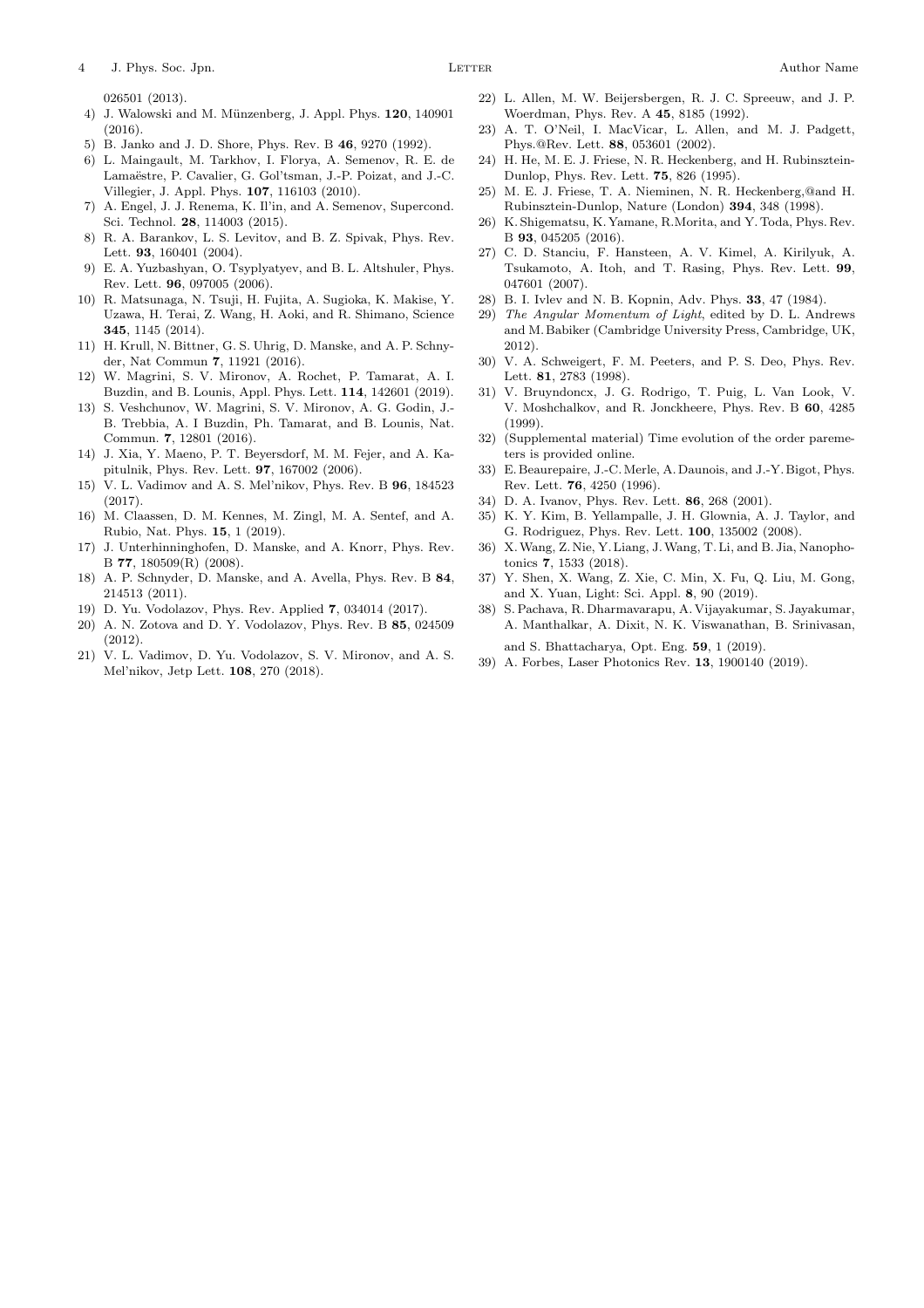026501 (2013).

4) J. Walowski and M. Münzenberg, J. Appl. Phys. **120**, 140901 (2016).
5) B. Janko and J. D. Shore, Phys. Rev. B **46**, 9270 (1992).
6) L. Maingault, M. Tarkhov, I. Florya, A. Semenov, R. E. de Lamaëstre, P. Cavalier, G. Gol'tsman, J.-P. Poizat, and J.-C. Villegier, J. Appl. Phys. **107**, 116103 (2010).
7) A. Engel, J. J. Renema, K. Il'in, and A. Semenov, Supercond. Sci. Technol. **28**, 114003 (2015).
8) R. A. Barankov, L. S. Levitov, and B. Z. Spivak, Phys. Rev. Lett. **93**, 160401 (2004).
9) E. A. Yuzbashyan, O. Tsyplyatyev, and B. L. Altshuler, Phys. Rev. Lett. **96**, 097005 (2006).
10) R. Matsunaga, N. Tsuji, H. Fujita, A. Sugioka, K. Makise, Y. Uzawa, H. Terai, Z. Wang, H. Aoki, and R. Shimano, Science **345**, 1145 (2014).
11) H. Krull, N. Bittner, G. S. Uhrig, D. Manske, and A. P. Schnyder, Nat Commun **7**, 11921 (2016).
12) W. Magrini, S. V. Mironov, A. Rochet, P. Tamarat, A. I. Buzdin, and B. Lounis, Appl. Phys. Lett. **114**, 142601 (2019).
13) S. Veshchunov, W. Magrini, S. V. Mironov, A. G. Godin, J.-B. Trebbia, A. I Buzdin, Ph. Tamarat, and B. Lounis, Nat. Commun. **7**, 12801 (2016).
14) J. Xia, Y. Maeno, P. T. Beyersdorf, M. M. Fejer, and A. Kapitulnik, Phys. Rev. Lett. **97**, 167002 (2006).
15) V. L. Vadimov and A. S. Mel'nikov, Phys. Rev. B **96**, 184523 (2017).
16) M. Claassen, D. M. Kennes, M. Zingl, M. A. Sentef, and A. Rubio, Nat. Phys. **15**, 1 (2019).
17) J. Unterhinninghofen, D. Manske, and A. Knorr, Phys. Rev. B **77**, 180509(R) (2008).
18) A. P. Schnyder, D. Manske, and A. Avella, Phys. Rev. B **84**, 214513 (2011).
19) D. Yu. Vodolazov, Phys. Rev. Applied **7**, 034014 (2017).
20) A. N. Zotova and D. Y. Vodolazov, Phys. Rev. B **85**, 024509 (2012).
21) V. L. Vadimov, D. Yu. Vodolazov, S. V. Mironov, and A. S. Mel'nikov, Jetp Lett. **108**, 270 (2018).
22) L. Allen, M. W. Beijersbergen, R. J. C. Spreeuw, and J. P. Woerdman, Phys. Rev. A **45**, 8185 (1992).
23) A. T. O'Neil, I. MacVicar, L. Allen, and M. J. Padgett, Phys.@Rev. Lett. **88**, 053601 (2002).
24) H. He, M. E. J. Friese, N. R. Heckenberg, and H. Rubinsztein-Dunlop, Phys. Rev. Lett. **75**, 826 (1995).
25) M. E. J. Friese, T. A. Nieminen, N. R. Heckenberg,@and H. Rubinsztein-Dunlop, Nature (London) **394**, 348 (1998).
26) K. Shigematsu, K. Yamane, R. Morita, and Y. Toda, Phys. Rev. B **93**, 045205 (2016).
27) C. D. Stanciu, F. Hansteen, A. V. Kimel, A. Kirilyuk, A. Tsukamoto, A. Itoh, and T. Rasing, Phys. Rev. Lett. **99**, 047601 (2007).
28) B. I. Ivlev and N. B. Kopnin, Adv. Phys. **33**, 47 (1984).
29) *The Angular Momentum of Light*, edited by D. L. Andrews and M. Babiker (Cambridge University Press, Cambridge, UK, 2012).
30) V. A. Schweigert, F. M. Peeters, and P. S. Deo, Phys. Rev. Lett. **81**, 2783 (1998).
31) V. Bruyndoncx, J. G. Rodrigo, T. Puig, L. Van Look, V. V. Moshchalkov, and R. Jonckheere, Phys. Rev. B **60**, 4285 (1999).
32) (Supplemental material) Time evolution of the order paremeters is provided online.
33) E. Beaurepaire, J.-C. Merle, A. Daunois, and J.-Y. Bigot, Phys. Rev. Lett. **76**, 4250 (1996).
34) D. A. Ivanov, Phys. Rev. Lett. **86**, 268 (2001).
35) K. Y. Kim, B. Yellampalle, J. H. Glownia, A. J. Taylor, and G. Rodriguez, Phys. Rev. Lett. **100**, 135002 (2008).
36) X. Wang, Z. Nie, Y. Liang, J. Wang, T. Li, and B. Jia, Nanophotonics **7**, 1533 (2018).
37) Y. Shen, X. Wang, Z. Xie, C. Min, X. Fu, Q. Liu, M. Gong, and X. Yuan, Light: Sci. Appl. **8**, 90 (2019).
38) S. Pachava, R. Dharmavarapu, A. Vijayakumar, S. Jayakumar, A. Manthalkar, A. Dixit, N. K. Viswanathan, B. Srinivasan, and S. Bhattacharya, Opt. Eng. **59**, 1 (2019).
39) A. Forbes, Laser Photonics Rev. **13**, 1900140 (2019).